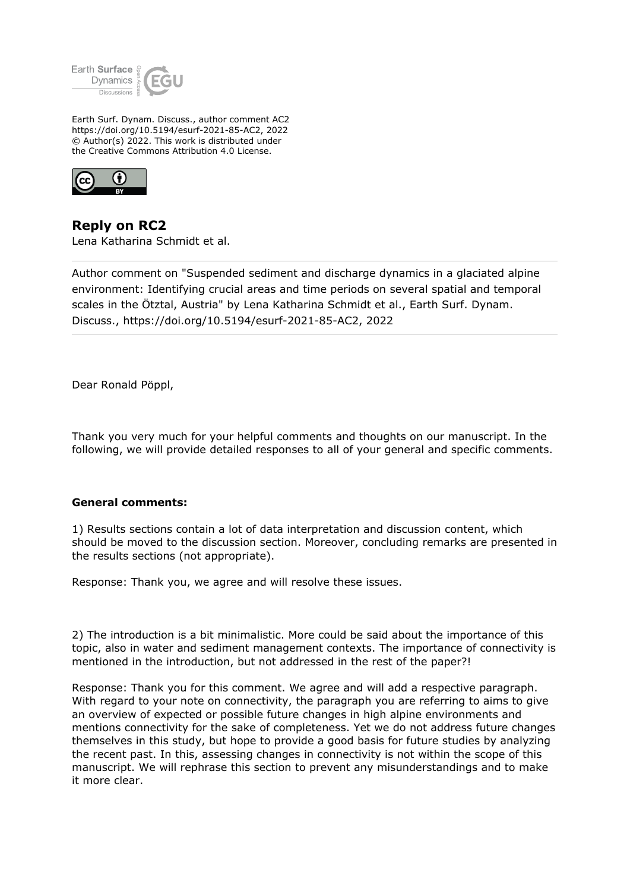Earth Surf. Dynam. Discuss., author comment AC2
https://doi.org/10.5194/esurf-2021-85-AC2, 2022
© Author(s) 2022. This work is distributed under
the Creative Commons Attribution 4.0 License.

## Reply on RC2

Lena Katharina Schmidt et al.

---

Author comment on "Suspended sediment and discharge dynamics in a glaciated alpine environment: Identifying crucial areas and time periods on several spatial and temporal scales in the Ötztal, Austria" by Lena Katharina Schmidt et al., Earth Surf. Dynam. Discuss., https://doi.org/10.5194/esurf-2021-85-AC2, 2022

---

Dear Ronald Pöppl,

Thank you very much for your helpful comments and thoughts on our manuscript. In the following, we will provide detailed responses to all of your general and specific comments.

**General comments:**

1) Results sections contain a lot of data interpretation and discussion content, which should be moved to the discussion section. Moreover, concluding remarks are presented in the results sections (not appropriate).

Response: Thank you, we agree and will resolve these issues.

2) The introduction is a bit minimalistic. More could be said about the importance of this topic, also in water and sediment management contexts. The importance of connectivity is mentioned in the introduction, but not addressed in the rest of the paper?!

Response: Thank you for this comment. We agree and will add a respective paragraph. With regard to your note on connectivity, the paragraph you are referring to aims to give an overview of expected or possible future changes in high alpine environments and mentions connectivity for the sake of completeness. Yet we do not address future changes themselves in this study, but hope to provide a good basis for future studies by analyzing the recent past. In this, assessing changes in connectivity is not within the scope of this manuscript. We will rephrase this section to prevent any misunderstandings and to make it more clear.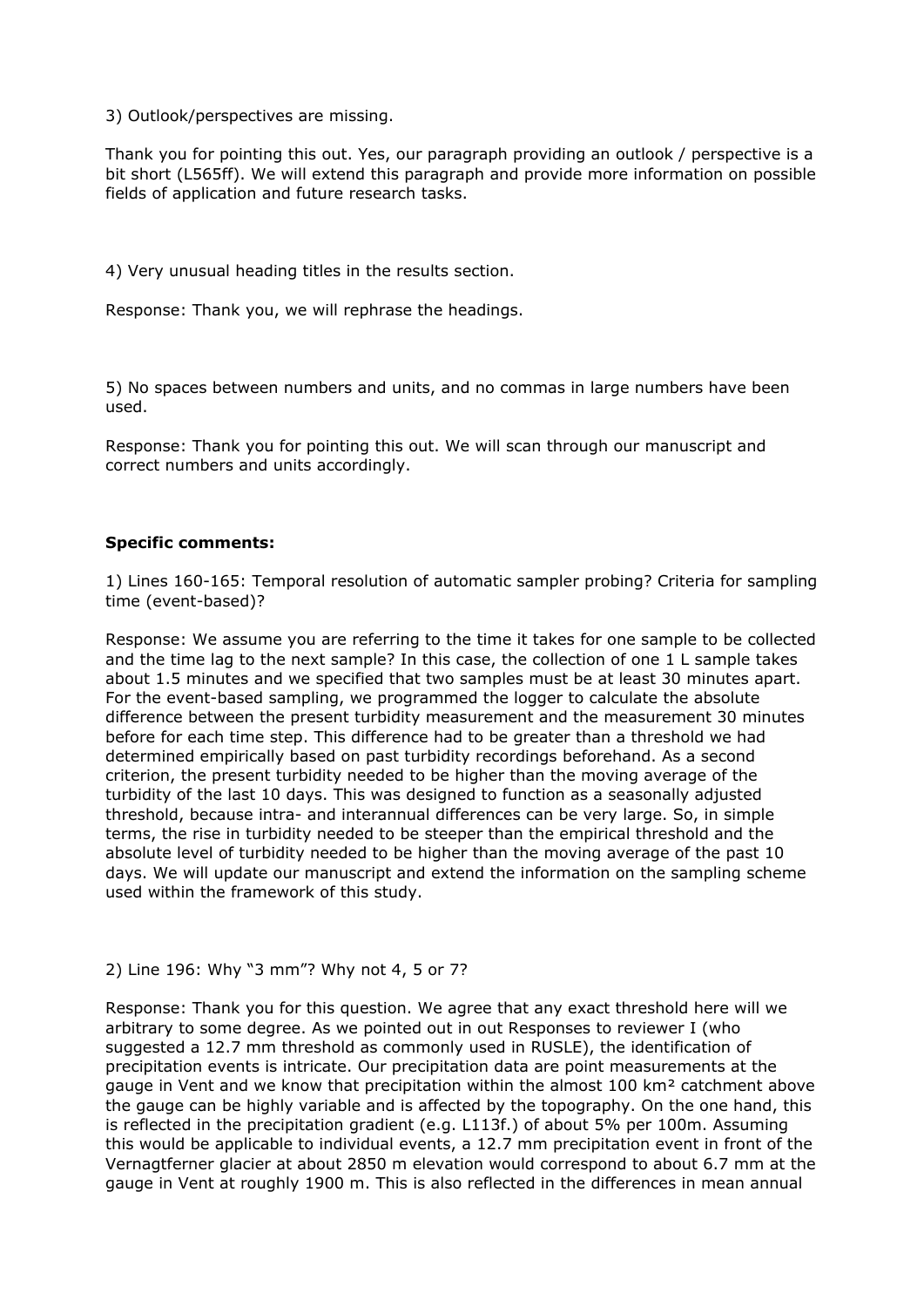3) Outlook/perspectives are missing.

Thank you for pointing this out. Yes, our paragraph providing an outlook / perspective is a bit short (L565ff). We will extend this paragraph and provide more information on possible fields of application and future research tasks.

4) Very unusual heading titles in the results section.

Response: Thank you, we will rephrase the headings.

5) No spaces between numbers and units, and no commas in large numbers have been used.

Response: Thank you for pointing this out. We will scan through our manuscript and correct numbers and units accordingly.

**Specific comments:**

1) Lines 160-165: Temporal resolution of automatic sampler probing? Criteria for sampling time (event-based)?

Response: We assume you are referring to the time it takes for one sample to be collected and the time lag to the next sample? In this case, the collection of one 1 L sample takes about 1.5 minutes and we specified that two samples must be at least 30 minutes apart. For the event-based sampling, we programmed the logger to calculate the absolute difference between the present turbidity measurement and the measurement 30 minutes before for each time step. This difference had to be greater than a threshold we had determined empirically based on past turbidity recordings beforehand. As a second criterion, the present turbidity needed to be higher than the moving average of the turbidity of the last 10 days. This was designed to function as a seasonally adjusted threshold, because intra- and interannual differences can be very large. So, in simple terms, the rise in turbidity needed to be steeper than the empirical threshold and the absolute level of turbidity needed to be higher than the moving average of the past 10 days. We will update our manuscript and extend the information on the sampling scheme used within the framework of this study.

2) Line 196: Why "3 mm"? Why not 4, 5 or 7?

Response: Thank you for this question. We agree that any exact threshold here will we arbitrary to some degree. As we pointed out in out Responses to reviewer I (who suggested a 12.7 mm threshold as commonly used in RUSLE), the identification of precipitation events is intricate. Our precipitation data are point measurements at the gauge in Vent and we know that precipitation within the almost 100 km² catchment above the gauge can be highly variable and is affected by the topography. On the one hand, this is reflected in the precipitation gradient (e.g. L113f.) of about 5% per 100m. Assuming this would be applicable to individual events, a 12.7 mm precipitation event in front of the Vernagtferner glacier at about 2850 m elevation would correspond to about 6.7 mm at the gauge in Vent at roughly 1900 m. This is also reflected in the differences in mean annual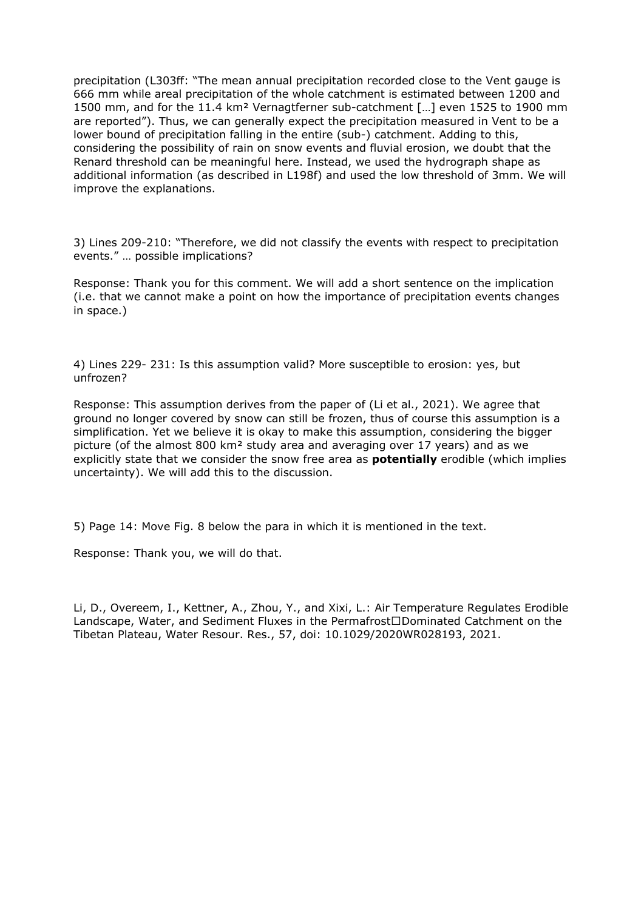precipitation (L303ff: "The mean annual precipitation recorded close to the Vent gauge is 666 mm while areal precipitation of the whole catchment is estimated between 1200 and 1500 mm, and for the 11.4 km² Vernagtferner sub-catchment […] even 1525 to 1900 mm are reported"). Thus, we can generally expect the precipitation measured in Vent to be a lower bound of precipitation falling in the entire (sub-) catchment. Adding to this, considering the possibility of rain on snow events and fluvial erosion, we doubt that the Renard threshold can be meaningful here. Instead, we used the hydrograph shape as additional information (as described in L198f) and used the low threshold of 3mm. We will improve the explanations.

3) Lines 209-210: "Therefore, we did not classify the events with respect to precipitation events." … possible implications?

Response: Thank you for this comment. We will add a short sentence on the implication (i.e. that we cannot make a point on how the importance of precipitation events changes in space.)

4) Lines 229- 231: Is this assumption valid? More susceptible to erosion: yes, but unfrozen?

Response: This assumption derives from the paper of (Li et al., 2021). We agree that ground no longer covered by snow can still be frozen, thus of course this assumption is a simplification. Yet we believe it is okay to make this assumption, considering the bigger picture (of the almost 800 km² study area and averaging over 17 years) and as we explicitly state that we consider the snow free area as **potentially** erodible (which implies uncertainty). We will add this to the discussion.

5) Page 14: Move Fig. 8 below the para in which it is mentioned in the text.

Response: Thank you, we will do that.

Li, D., Overeem, I., Kettner, A., Zhou, Y., and Xixi, L.: Air Temperature Regulates Erodible Landscape, Water, and Sediment Fluxes in the Permafrost□Dominated Catchment on the Tibetan Plateau, Water Resour. Res., 57, doi: 10.1029/2020WR028193, 2021.